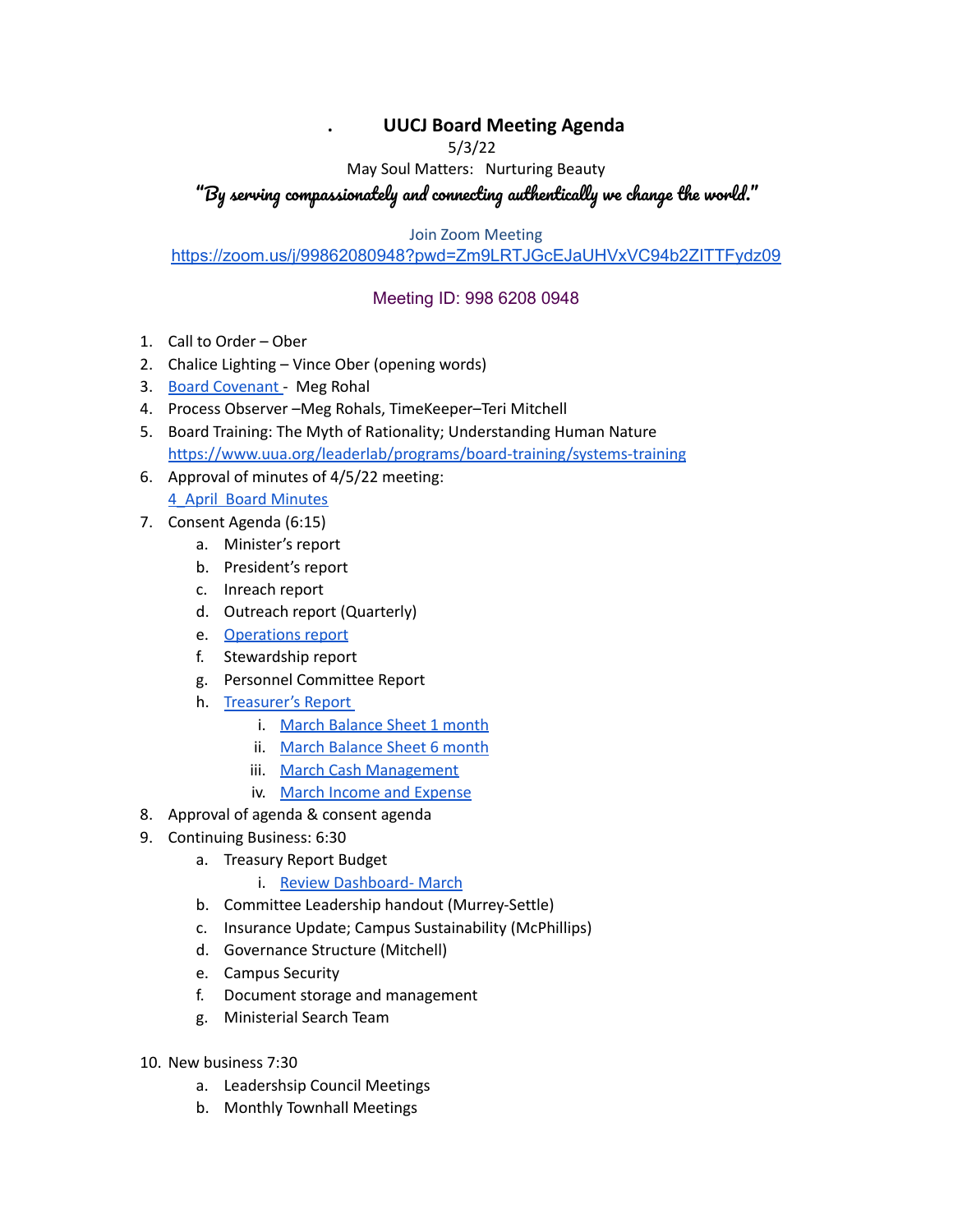# UUCJ Board Meeting Agenda

5/3/22

May Soul Matters: Nurturing Beauty

***"By serving compassionately and connecting authentically we change the world."***

Join Zoom Meeting

https://zoom.us/j/99862080948?pwd=Zm9LRTJGcEJaUHVxVC94b2ZITTFydz09

Meeting ID: 998 6208 0948

1. Call to Order – Ober
2. Chalice Lighting – Vince Ober (opening words)
3. Board Covenant - Meg Rohal
4. Process Observer –Meg Rohals, TimeKeeper–Teri Mitchell
5. Board Training: The Myth of Rationality; Understanding Human Nature https://www.uua.org/leaderlab/programs/board-training/systems-training
6. Approval of minutes of 4/5/22 meeting: 4_April Board Minutes
7. Consent Agenda (6:15)
   a. Minister's report
   b. President's report
   c. Inreach report
   d. Outreach report (Quarterly)
   e. Operations report
   f. Stewardship report
   g. Personnel Committee Report
   h. Treasurer's Report
      i. March Balance Sheet 1 month
      ii. March Balance Sheet 6 month
      iii. March Cash Management
      iv. March Income and Expense
8. Approval of agenda & consent agenda
9. Continuing Business: 6:30
   a. Treasury Report Budget
      i. Review Dashboard- March
   b. Committee Leadership handout (Murrey-Settle)
   c. Insurance Update; Campus Sustainability (McPhillips)
   d. Governance Structure (Mitchell)
   e. Campus Security
   f. Document storage and management
   g. Ministerial Search Team
10. New business 7:30
    a. Leadershsip Council Meetings
    b. Monthly Townhall Meetings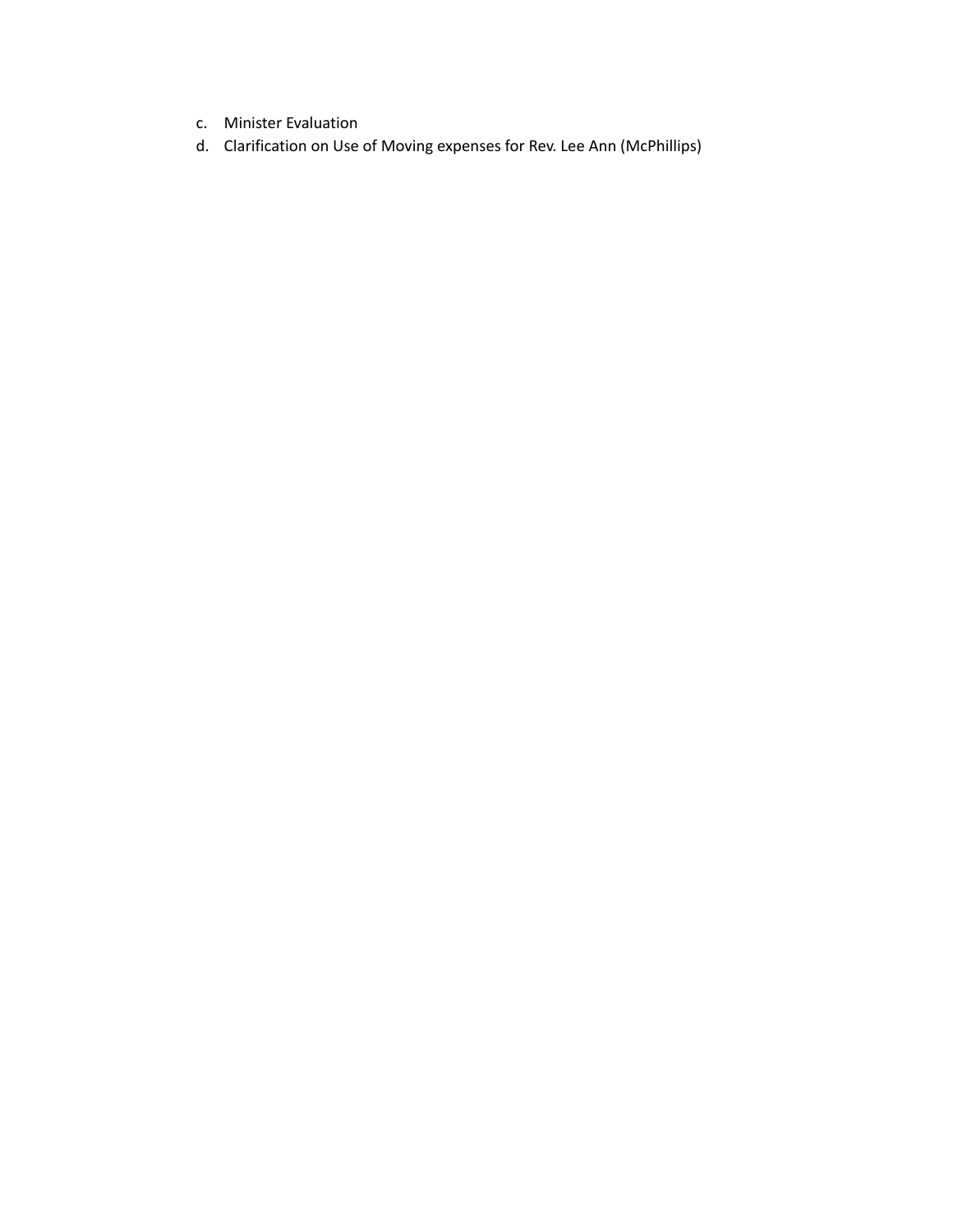c. Minister Evaluation
d. Clarification on Use of Moving expenses for Rev. Lee Ann (McPhillips)